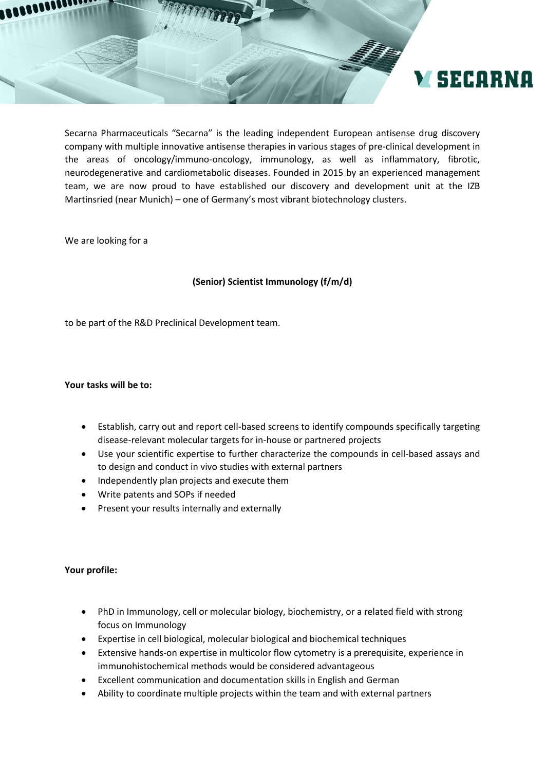Secarna Pharmaceuticals "Secarna" is the leading independent European antisense drug discovery company with multiple innovative antisense therapies in various stages of pre-clinical development in the areas of oncology/immuno-oncology, immunology, as well as inflammatory, fibrotic, neurodegenerative and cardiometabolic diseases. Founded in 2015 by an experienced management team, we are now proud to have established our discovery and development unit at the IZB Martinsried (near Munich) – one of Germany's most vibrant biotechnology clusters.

We are looking for a

**(Senior) Scientist Immunology (f/m/d)**

to be part of the R&D Preclinical Development team.

**Your tasks will be to:**

- Establish, carry out and report cell-based screens to identify compounds specifically targeting disease-relevant molecular targets for in-house or partnered projects
- Use your scientific expertise to further characterize the compounds in cell-based assays and to design and conduct in vivo studies with external partners
- Independently plan projects and execute them
- Write patents and SOPs if needed
- Present your results internally and externally

**Your profile:**

- PhD in Immunology, cell or molecular biology, biochemistry, or a related field with strong focus on Immunology
- Expertise in cell biological, molecular biological and biochemical techniques
- Extensive hands-on expertise in multicolor flow cytometry is a prerequisite, experience in immunohistochemical methods would be considered advantageous
- Excellent communication and documentation skills in English and German
- Ability to coordinate multiple projects within the team and with external partners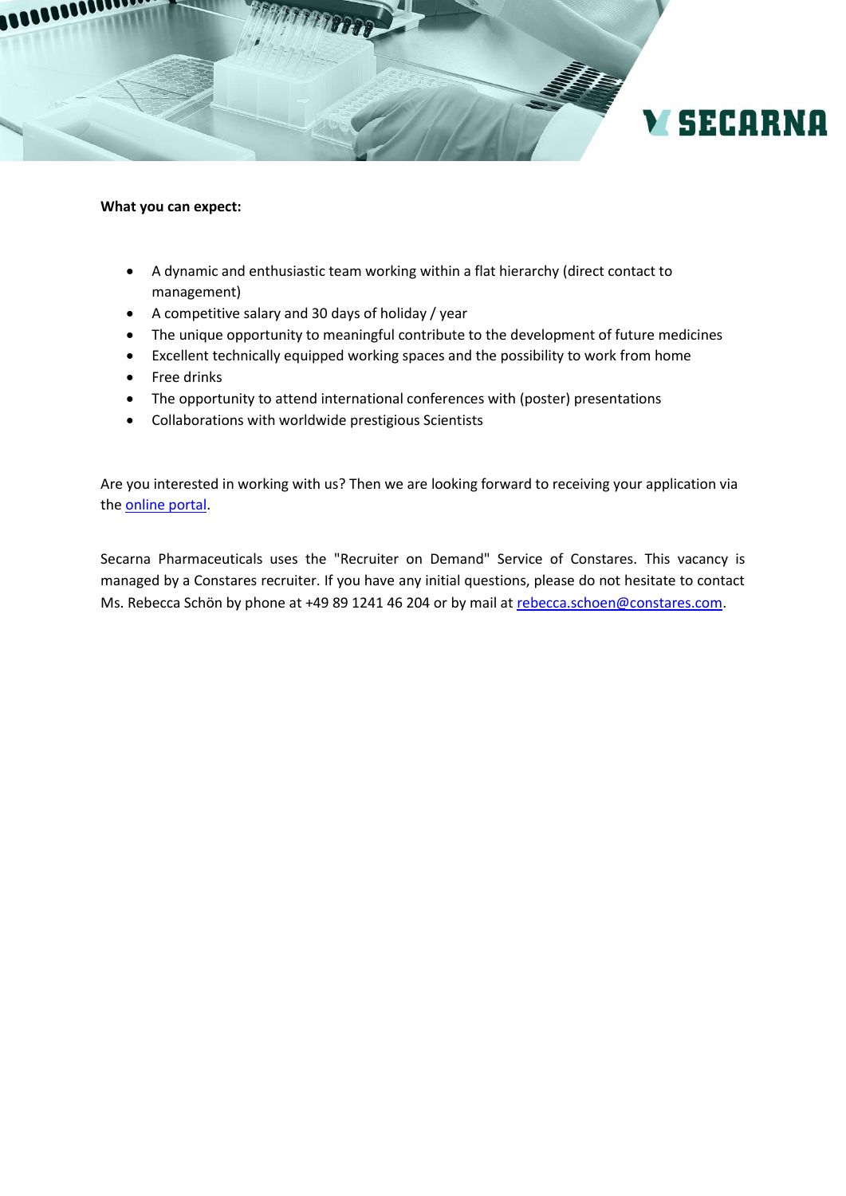**What you can expect:**

- A dynamic and enthusiastic team working within a flat hierarchy (direct contact to management)
- A competitive salary and 30 days of holiday / year
- The unique opportunity to meaningful contribute to the development of future medicines
- Excellent technically equipped working spaces and the possibility to work from home
- Free drinks
- The opportunity to attend international conferences with (poster) presentations
- Collaborations with worldwide prestigious Scientists

Are you interested in working with us? Then we are looking forward to receiving your application via the online portal.

Secarna Pharmaceuticals uses the "Recruiter on Demand" Service of Constares. This vacancy is managed by a Constares recruiter. If you have any initial questions, please do not hesitate to contact Ms. Rebecca Schön by phone at +49 89 1241 46 204 or by mail at rebecca.schoen@constares.com.